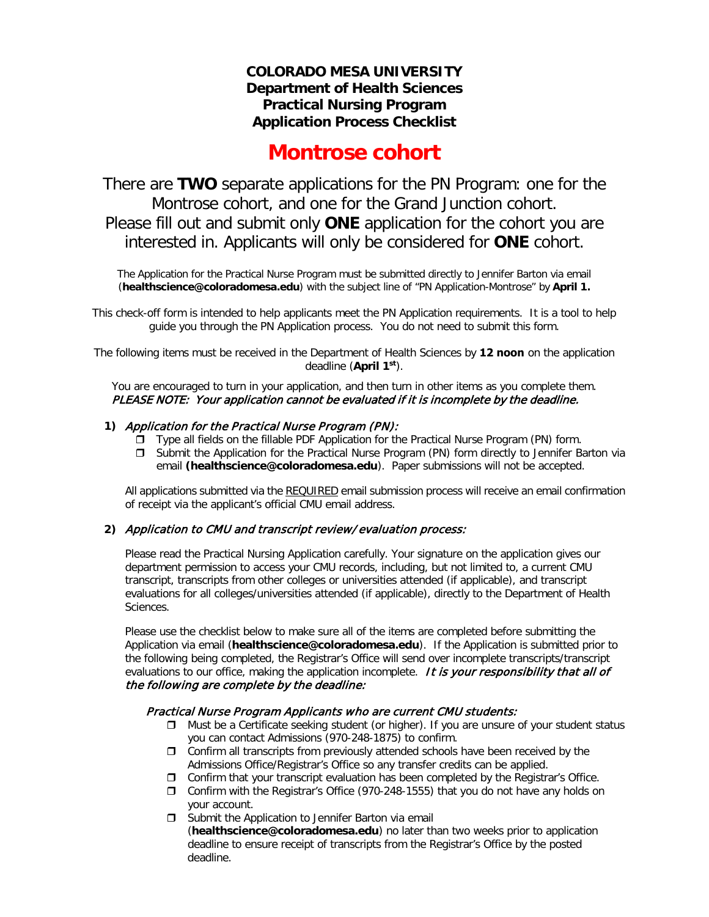# COLORADO MESA UNIVERSITY
## Department of Health Sciences
## Practical Nursing Program
## Application Process Checklist

# Montrose cohort

There are **TWO** separate applications for the PN Program: one for the Montrose cohort, and one for the Grand Junction cohort. Please fill out and submit only **ONE** application for the cohort you are interested in. Applicants will only be considered for **ONE** cohort.

The Application for the Practical Nurse Program must be submitted directly to Jennifer Barton via email (**healthscience@coloradomesa.edu**) with the subject line of "PN Application-Montrose" by **April 1.**

This check-off form is intended to help applicants meet the PN Application requirements. It is a tool to help guide you through the PN Application process. You do not need to submit this form.

The following items must be received in the Department of Health Sciences by **12 noon** on the application deadline (**April 1st**).

You are encouraged to turn in your application, and then turn in other items as you complete them.
***PLEASE NOTE: Your application cannot be evaluated if it is incomplete by the deadline.***

1) ***Application for the Practical Nurse Program (PN):***
   - ❒ Type all fields on the fillable PDF Application for the Practical Nurse Program (PN) form.
   - ❒ Submit the Application for the Practical Nurse Program (PN) form directly to Jennifer Barton via email **(healthscience@coloradomesa.edu**). Paper submissions will not be accepted.

   All applications submitted via the REQUIRED email submission process will receive an email confirmation of receipt via the applicant's official CMU email address.

2) ***Application to CMU and transcript review/evaluation process:***

   Please read the Practical Nursing Application carefully. Your signature on the application gives our department permission to access your CMU records, including, but not limited to, a current CMU transcript, transcripts from other colleges or universities attended (if applicable), and transcript evaluations for all colleges/universities attended (if applicable), directly to the Department of Health Sciences.

   Please use the checklist below to make sure all of the items are completed before submitting the Application via email (**healthscience@coloradomesa.edu**). If the Application is submitted prior to the following being completed, the Registrar's Office will send over incomplete transcripts/transcript evaluations to our office, making the application incomplete. ***It is your responsibility that all of the following are complete by the deadline:***

   *Practical Nurse Program Applicants who are current CMU students:*
   - ❒ Must be a Certificate seeking student (or higher). If you are unsure of your student status you can contact Admissions (970-248-1875) to confirm.
   - ❒ Confirm all transcripts from previously attended schools have been received by the Admissions Office/Registrar's Office so any transfer credits can be applied.
   - ❒ Confirm that your transcript evaluation has been completed by the Registrar's Office.
   - ❒ Confirm with the Registrar's Office (970-248-1555) that you do not have any holds on your account.
   - ❒ Submit the Application to Jennifer Barton via email (**healthscience@coloradomesa.edu**) no later than two weeks prior to application deadline to ensure receipt of transcripts from the Registrar's Office by the posted deadline.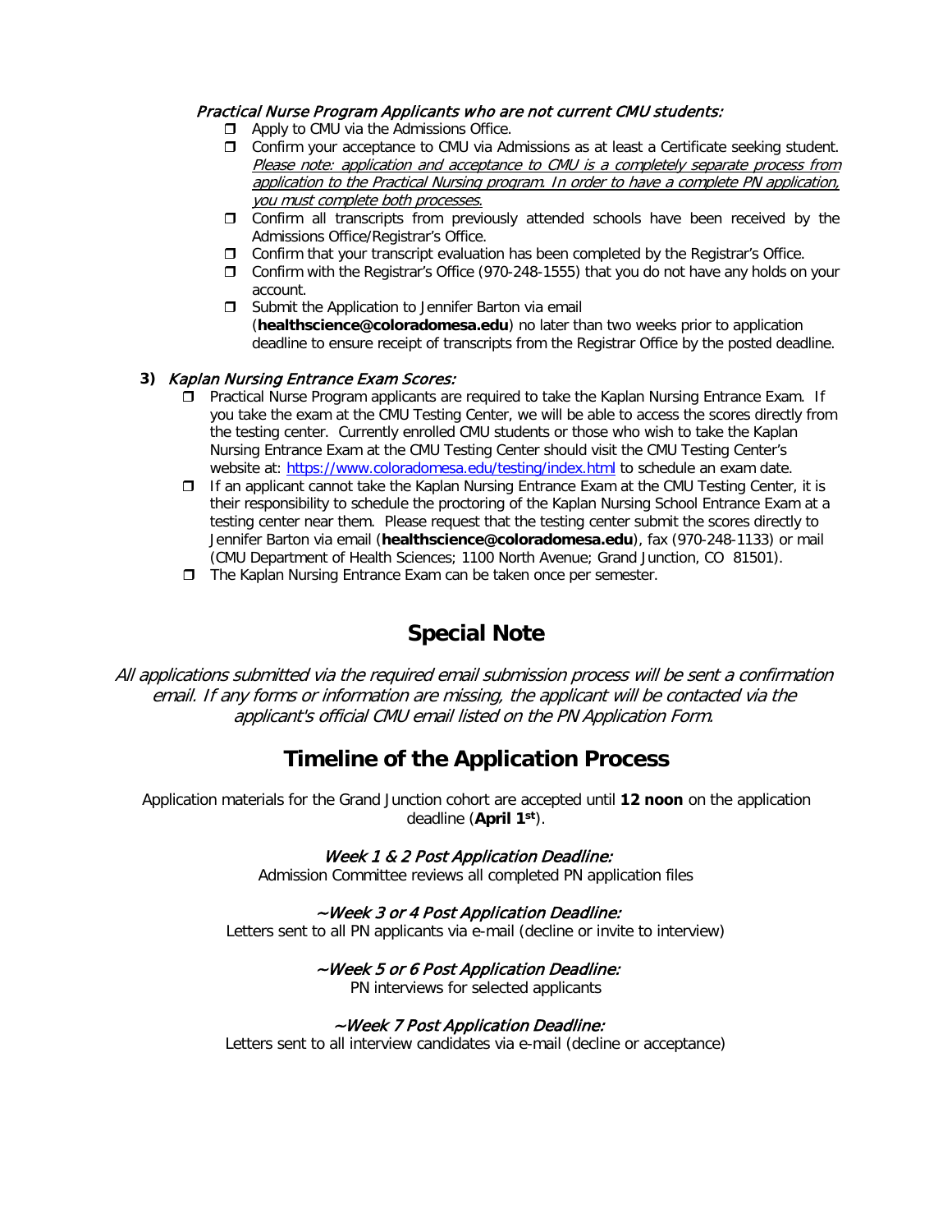*Practical Nurse Program Applicants who are not current CMU students:*

- ☐ Apply to CMU via the Admissions Office.
- ☐ Confirm your acceptance to CMU via Admissions as at least a Certificate seeking student. *Please note: application and acceptance to CMU is a completely separate process from application to the Practical Nursing program. In order to have a complete PN application, you must complete both processes.*
- ☐ Confirm all transcripts from previously attended schools have been received by the Admissions Office/Registrar's Office.
- ☐ Confirm that your transcript evaluation has been completed by the Registrar's Office.
- ☐ Confirm with the Registrar's Office (970-248-1555) that you do not have any holds on your account.
- ☐ Submit the Application to Jennifer Barton via email (**healthscience@coloradomesa.edu**) no later than two weeks prior to application deadline to ensure receipt of transcripts from the Registrar Office by the posted deadline.

**3)** *Kaplan Nursing Entrance Exam Scores:*

- ☐ Practical Nurse Program applicants are required to take the Kaplan Nursing Entrance Exam. If you take the exam at the CMU Testing Center, we will be able to access the scores directly from the testing center. Currently enrolled CMU students or those who wish to take the Kaplan Nursing Entrance Exam at the CMU Testing Center should visit the CMU Testing Center's website at: [https://www.coloradomesa.edu/testing/index.html](https://www.coloradomesa.edu/testing/index.html) to schedule an exam date.
- ☐ If an applicant cannot take the Kaplan Nursing Entrance Exam at the CMU Testing Center, it is their responsibility to schedule the proctoring of the Kaplan Nursing School Entrance Exam at a testing center near them. Please request that the testing center submit the scores directly to Jennifer Barton via email (**healthscience@coloradomesa.edu**), fax (970-248-1133) or mail (CMU Department of Health Sciences; 1100 North Avenue; Grand Junction, CO 81501).
- ☐ The Kaplan Nursing Entrance Exam can be taken once per semester.

## Special Note

*All applications submitted via the required email submission process will be sent a confirmation email. If any forms or information are missing, the applicant will be contacted via the applicant's official CMU email listed on the PN Application Form.*

## Timeline of the Application Process

Application materials for the Grand Junction cohort are accepted until **12 noon** on the application deadline (**April 1st**).

*Week 1 & 2 Post Application Deadline:*
Admission Committee reviews all completed PN application files

*~Week 3 or 4 Post Application Deadline:*
Letters sent to all PN applicants via e-mail (decline or invite to interview)

*~Week 5 or 6 Post Application Deadline:*
PN interviews for selected applicants

*~Week 7 Post Application Deadline:*
Letters sent to all interview candidates via e-mail (decline or acceptance)